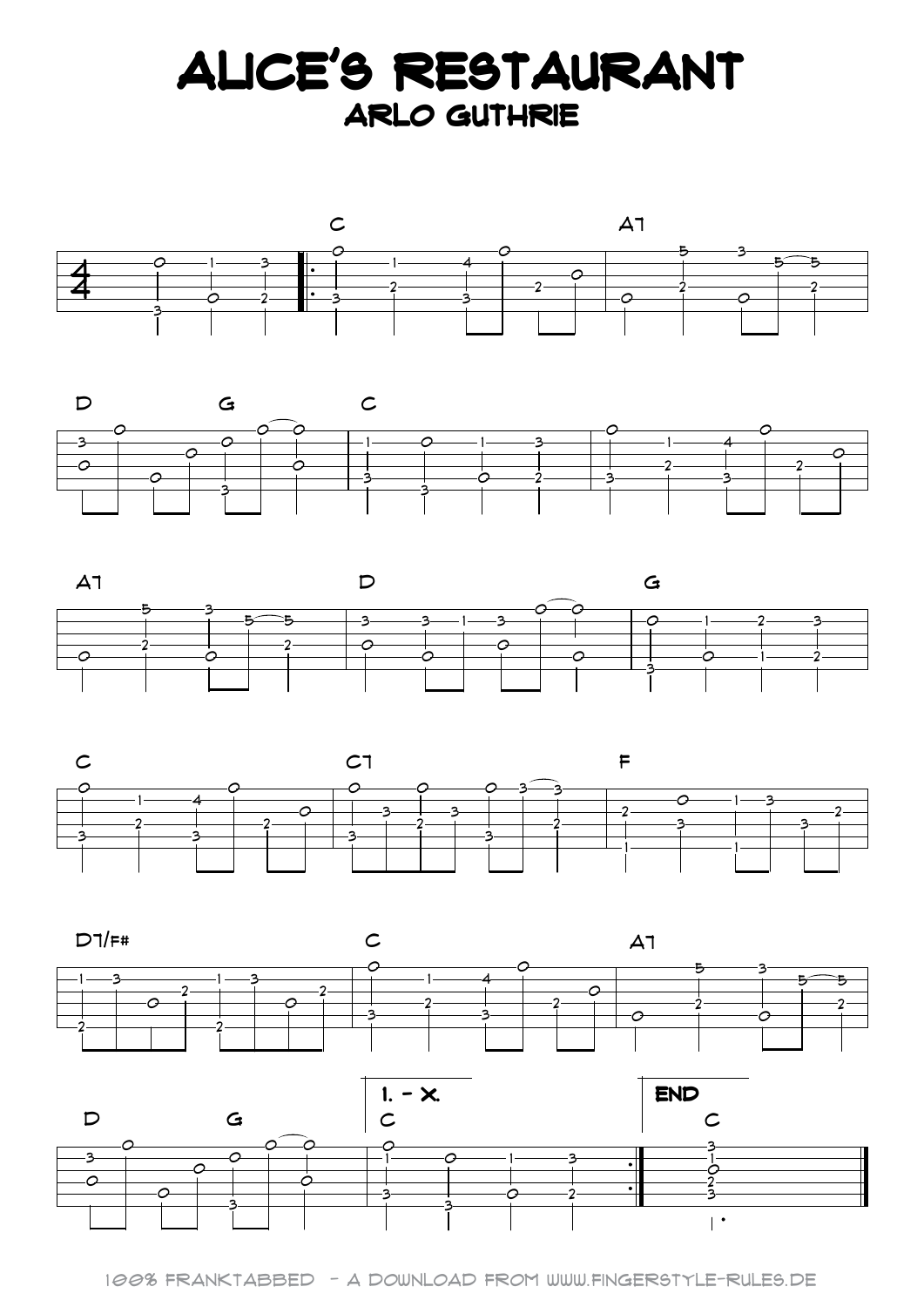# Alice's Restaurant

## Arlo Guthrie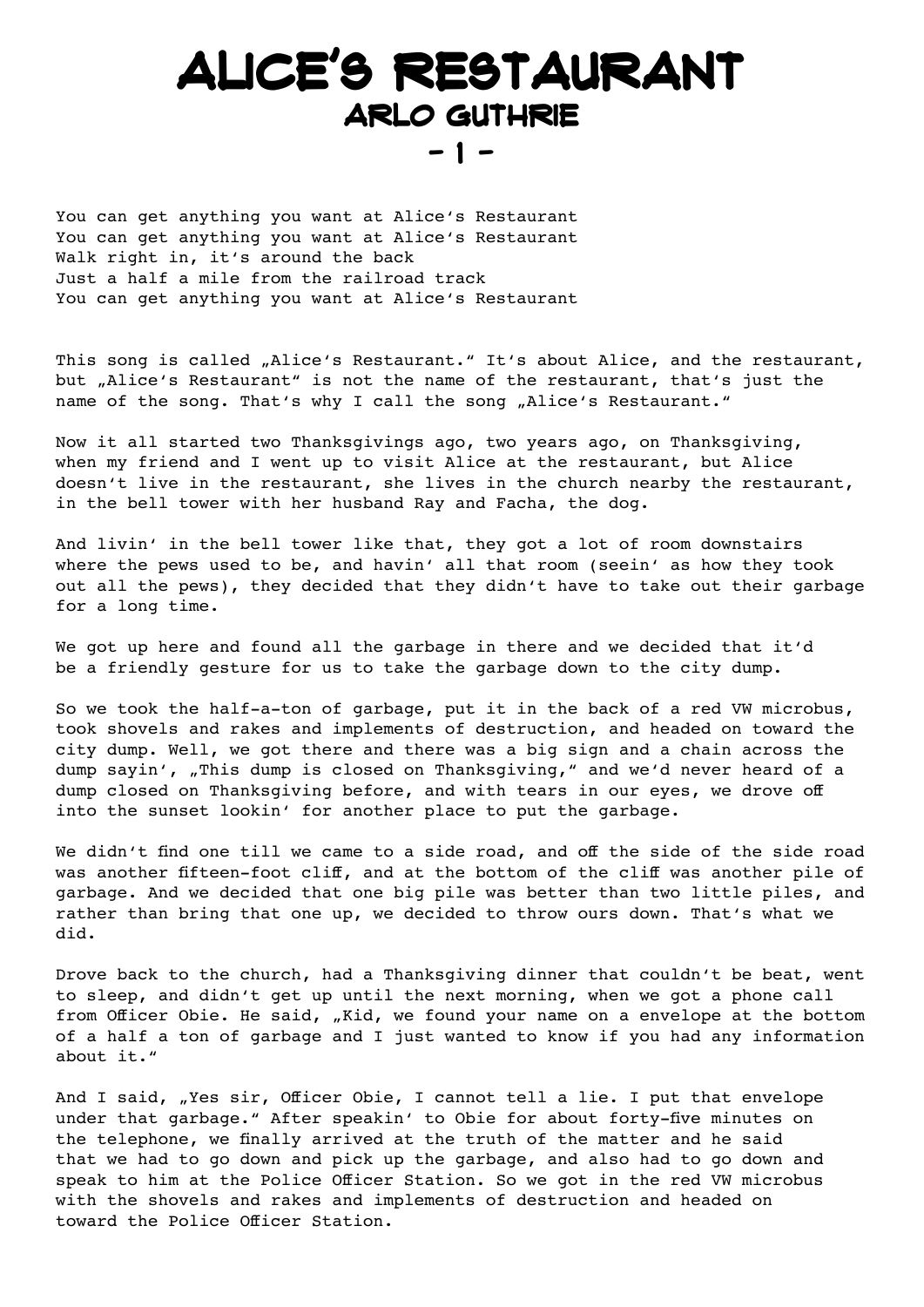# Alice's Restaurant

## Arlo Guthrie

You can get anything you want at Alice's Restaurant
You can get anything you want at Alice's Restaurant
Walk right in, it's around the back
Just a half a mile from the railroad track
You can get anything you want at Alice's Restaurant

This song is called „Alice's Restaurant." It's about Alice, and the restaurant, but „Alice's Restaurant" is not the name of the restaurant, that's just the name of the song. That's why I call the song „Alice's Restaurant."

Now it all started two Thanksgivings ago, two years ago, on Thanksgiving, when my friend and I went up to visit Alice at the restaurant, but Alice doesn't live in the restaurant, she lives in the church nearby the restaurant, in the bell tower with her husband Ray and Facha, the dog.

And livin' in the bell tower like that, they got a lot of room downstairs where the pews used to be, and havin' all that room (seein' as how they took out all the pews), they decided that they didn't have to take out their garbage for a long time.

We got up here and found all the garbage in there and we decided that it'd be a friendly gesture for us to take the garbage down to the city dump.

So we took the half-a-ton of garbage, put it in the back of a red VW microbus, took shovels and rakes and implements of destruction, and headed on toward the city dump. Well, we got there and there was a big sign and a chain across the dump sayin', „This dump is closed on Thanksgiving," and we'd never heard of a dump closed on Thanksgiving before, and with tears in our eyes, we drove off into the sunset lookin' for another place to put the garbage.

We didn't find one till we came to a side road, and off the side of the side road was another fifteen-foot cliff, and at the bottom of the cliff was another pile of garbage. And we decided that one big pile was better than two little piles, and rather than bring that one up, we decided to throw ours down. That's what we did.

Drove back to the church, had a Thanksgiving dinner that couldn't be beat, went to sleep, and didn't get up until the next morning, when we got a phone call from Officer Obie. He said, „Kid, we found your name on a envelope at the bottom of a half a ton of garbage and I just wanted to know if you had any information about it."

And I said, „Yes sir, Officer Obie, I cannot tell a lie. I put that envelope under that garbage." After speakin' to Obie for about forty-five minutes on the telephone, we finally arrived at the truth of the matter and he said that we had to go down and pick up the garbage, and also had to go down and speak to him at the Police Officer Station. So we got in the red VW microbus with the shovels and rakes and implements of destruction and headed on toward the Police Officer Station.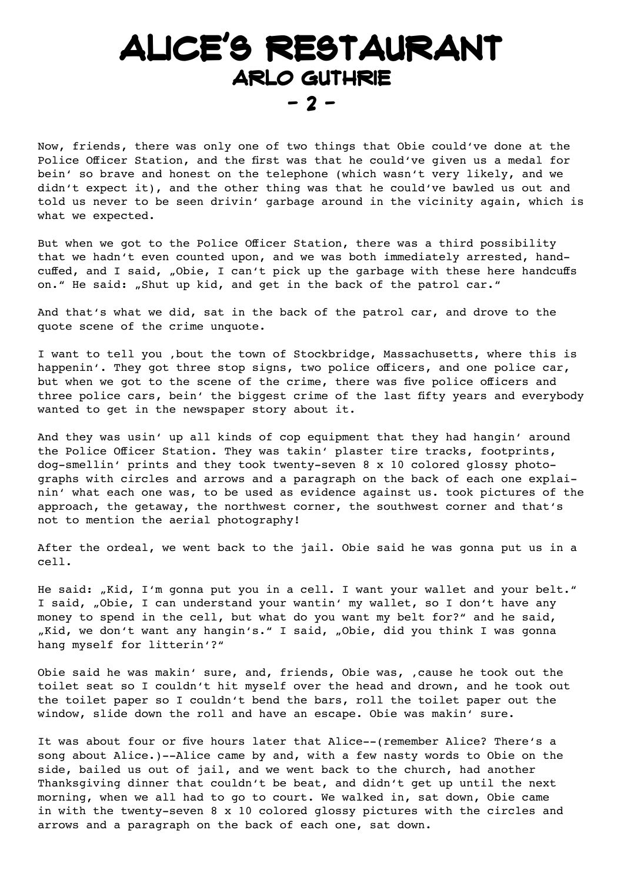# Alice's Restaurant
## Arlo Guthrie
### - 2 -

Now, friends, there was only one of two things that Obie could've done at the Police Officer Station, and the first was that he could've given us a medal for bein' so brave and honest on the telephone (which wasn't very likely, and we didn't expect it), and the other thing was that he could've bawled us out and told us never to be seen drivin' garbage around in the vicinity again, which is what we expected.

But when we got to the Police Officer Station, there was a third possibility that we hadn't even counted upon, and we was both immediately arrested, handcuffed, and I said, „Obie, I can't pick up the garbage with these here handcuffs on." He said: „Shut up kid, and get in the back of the patrol car."

And that's what we did, sat in the back of the patrol car, and drove to the quote scene of the crime unquote.

I want to tell you ‚bout the town of Stockbridge, Massachusetts, where this is happenin'. They got three stop signs, two police officers, and one police car, but when we got to the scene of the crime, there was five police officers and three police cars, bein' the biggest crime of the last fifty years and everybody wanted to get in the newspaper story about it.

And they was usin' up all kinds of cop equipment that they had hangin' around the Police Officer Station. They was takin' plaster tire tracks, footprints, dog-smellin' prints and they took twenty-seven 8 x 10 colored glossy photographs with circles and arrows and a paragraph on the back of each one explainin' what each one was, to be used as evidence against us. took pictures of the approach, the getaway, the northwest corner, the southwest corner and that's not to mention the aerial photography!

After the ordeal, we went back to the jail. Obie said he was gonna put us in a cell.

He said: „Kid, I'm gonna put you in a cell. I want your wallet and your belt." I said, „Obie, I can understand your wantin' my wallet, so I don't have any money to spend in the cell, but what do you want my belt for?" and he said, „Kid, we don't want any hangin's." I said, „Obie, did you think I was gonna hang myself for litterin'?"

Obie said he was makin' sure, and, friends, Obie was, ‚cause he took out the toilet seat so I couldn't hit myself over the head and drown, and he took out the toilet paper so I couldn't bend the bars, roll the toilet paper out the window, slide down the roll and have an escape. Obie was makin' sure.

It was about four or five hours later that Alice--(remember Alice? There's a song about Alice.)--Alice came by and, with a few nasty words to Obie on the side, bailed us out of jail, and we went back to the church, had another Thanksgiving dinner that couldn't be beat, and didn't get up until the next morning, when we all had to go to court. We walked in, sat down, Obie came in with the twenty-seven 8 x 10 colored glossy pictures with the circles and arrows and a paragraph on the back of each one, sat down.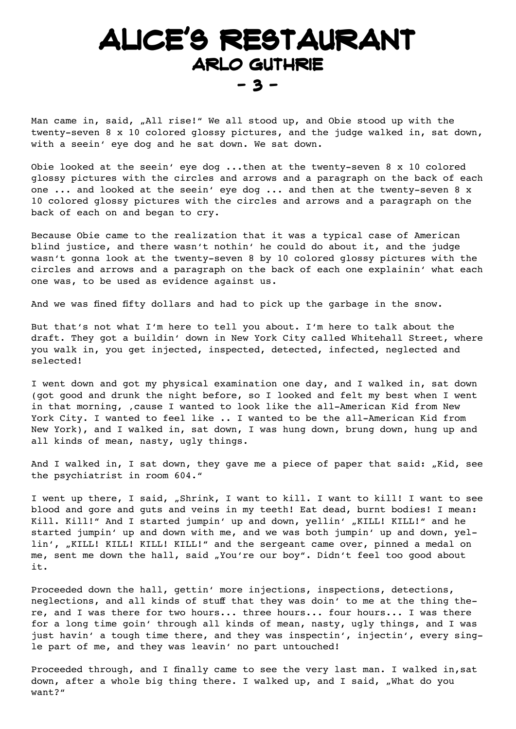# Alice's Restaurant
## Arlo Guthrie
### - 3 -

Man came in, said, „All rise!“ We all stood up, and Obie stood up with the twenty-seven 8 x 10 colored glossy pictures, and the judge walked in, sat down, with a seein' eye dog and he sat down. We sat down.

Obie looked at the seein' eye dog ...then at the twenty-seven 8 x 10 colored glossy pictures with the circles and arrows and a paragraph on the back of each one ... and looked at the seein' eye dog ... and then at the twenty-seven 8 x 10 colored glossy pictures with the circles and arrows and a paragraph on the back of each on and began to cry.

Because Obie came to the realization that it was a typical case of American blind justice, and there wasn't nothin' he could do about it, and the judge wasn't gonna look at the twenty-seven 8 by 10 colored glossy pictures with the circles and arrows and a paragraph on the back of each one explainin' what each one was, to be used as evidence against us.

And we was fined fifty dollars and had to pick up the garbage in the snow.

But that's not what I'm here to tell you about. I'm here to talk about the draft. They got a buildin' down in New York City called Whitehall Street, where you walk in, you get injected, inspected, detected, infected, neglected and selected!

I went down and got my physical examination one day, and I walked in, sat down (got good and drunk the night before, so I looked and felt my best when I went in that morning, ,cause I wanted to look like the all-American Kid from New York City. I wanted to feel like .. I wanted to be the all-American Kid from New York), and I walked in, sat down, I was hung down, brung down, hung up and all kinds of mean, nasty, ugly things.

And I walked in, I sat down, they gave me a piece of paper that said: „Kid, see the psychiatrist in room 604.“

I went up there, I said, „Shrink, I want to kill. I want to kill! I want to see blood and gore and guts and veins in my teeth! Eat dead, burnt bodies! I mean: Kill. Kill!“ And I started jumpin' up and down, yellin' „KILL! KILL!“ and he started jumpin' up and down with me, and we was both jumpin' up and down, yellin', „KILL! KILL! KILL! KILL!“ and the sergeant came over, pinned a medal on me, sent me down the hall, said „You're our boy“. Didn't feel too good about it.

Proceeded down the hall, gettin' more injections, inspections, detections, neglections, and all kinds of stuff that they was doin' to me at the thing there, and I was there for two hours... three hours... four hours... I was there for a long time goin' through all kinds of mean, nasty, ugly things, and I was just havin' a tough time there, and they was inspectin', injectin', every single part of me, and they was leavin' no part untouched!

Proceeded through, and I finally came to see the very last man. I walked in,sat down, after a whole big thing there. I walked up, and I said, „What do you want?“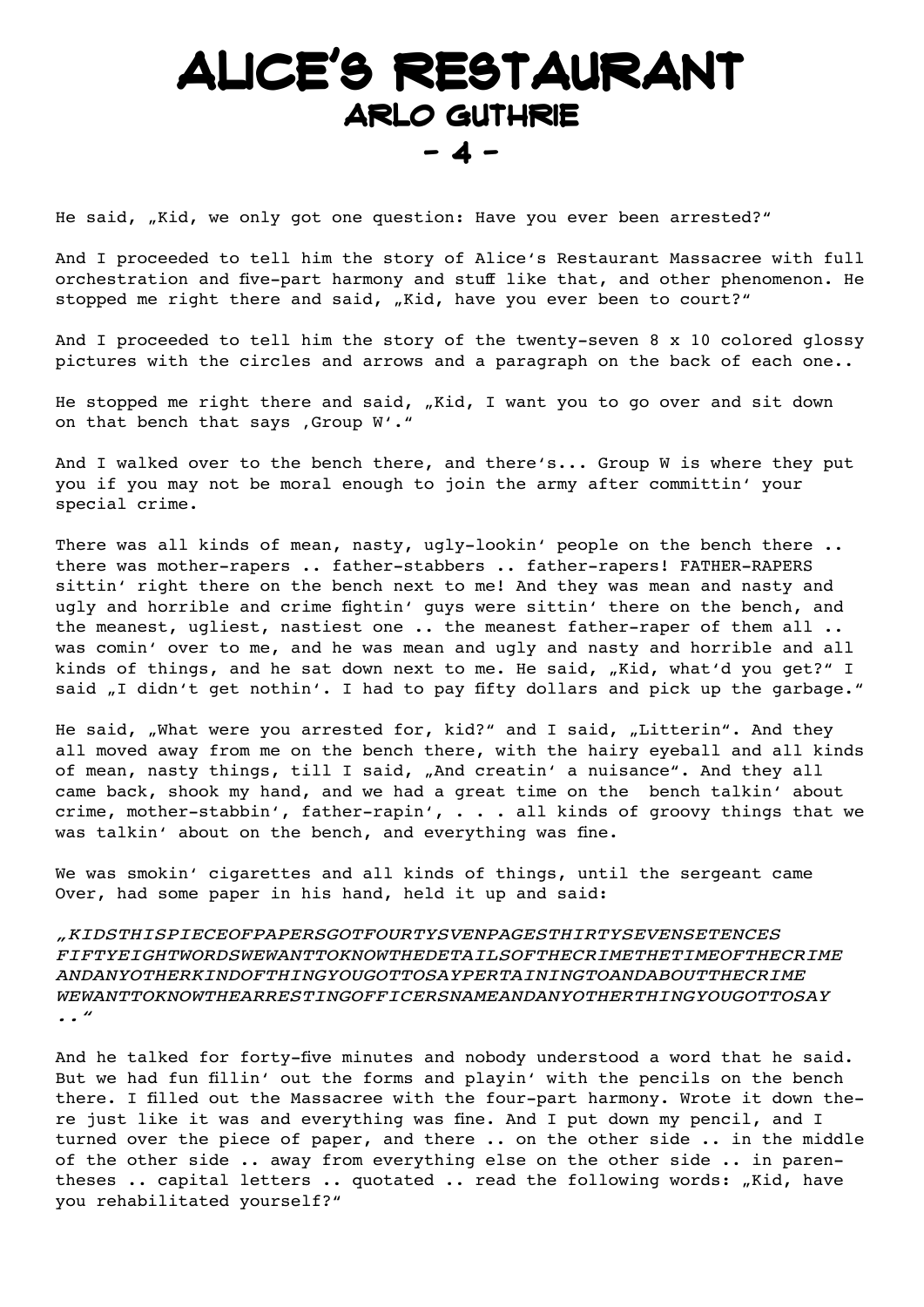# Alice's Restaurant
## Arlo Guthrie
### - 4 -

He said, „Kid, we only got one question: Have you ever been arrested?"

And I proceeded to tell him the story of Alice's Restaurant Massacree with full orchestration and five-part harmony and stuff like that, and other phenomenon. He stopped me right there and said, „Kid, have you ever been to court?"

And I proceeded to tell him the story of the twenty-seven 8 x 10 colored glossy pictures with the circles and arrows and a paragraph on the back of each one..

He stopped me right there and said, „Kid, I want you to go over and sit down on that bench that says ‚Group W'."

And I walked over to the bench there, and there's... Group W is where they put you if you may not be moral enough to join the army after committin' your special crime.

There was all kinds of mean, nasty, ugly-lookin' people on the bench there .. there was mother-rapers .. father-stabbers .. father-rapers! FATHER-RAPERS sittin' right there on the bench next to me! And they was mean and nasty and ugly and horrible and crime fightin' guys were sittin' there on the bench, and the meanest, ugliest, nastiest one .. the meanest father-raper of them all .. was comin' over to me, and he was mean and ugly and nasty and horrible and all kinds of things, and he sat down next to me. He said, „Kid, what'd you get?" I said „I didn't get nothin'. I had to pay fifty dollars and pick up the garbage."

He said, „What were you arrested for, kid?" and I said, „Litterin". And they all moved away from me on the bench there, with the hairy eyeball and all kinds of mean, nasty things, till I said, „And creatin' a nuisance". And they all came back, shook my hand, and we had a great time on the bench talkin' about crime, mother-stabbin', father-rapin', . . . all kinds of groovy things that we was talkin' about on the bench, and everything was fine.

We was smokin' cigarettes and all kinds of things, until the sergeant came Over, had some paper in his hand, held it up and said:

*„KIDSTHISPIECEOFPAPERSGOTFOURTYSVENPAGESTHIRTYSEVENSETENCES FIFTYEIGHTWORDSWEWANTTOKNOWTHEDETAILSOFTHECRIMETHETIMEOFTHECRIME ANDANYOTHERKINDOFTHINGYOUGOTTOSAYPERTAININGTOANDABOUTTHECRIME WEWANTTOKNOWTHEARRESTINGOFFICERSNAMEANDANYOTHERTHINGYOUGOTTOSAY .."*

And he talked for forty-five minutes and nobody understood a word that he said. But we had fun fillin' out the forms and playin' with the pencils on the bench there. I filled out the Massacree with the four-part harmony. Wrote it down there just like it was and everything was fine. And I put down my pencil, and I turned over the piece of paper, and there .. on the other side .. in the middle of the other side .. away from everything else on the other side .. in parentheses .. capital letters .. quotated .. read the following words: „Kid, have you rehabilitated yourself?"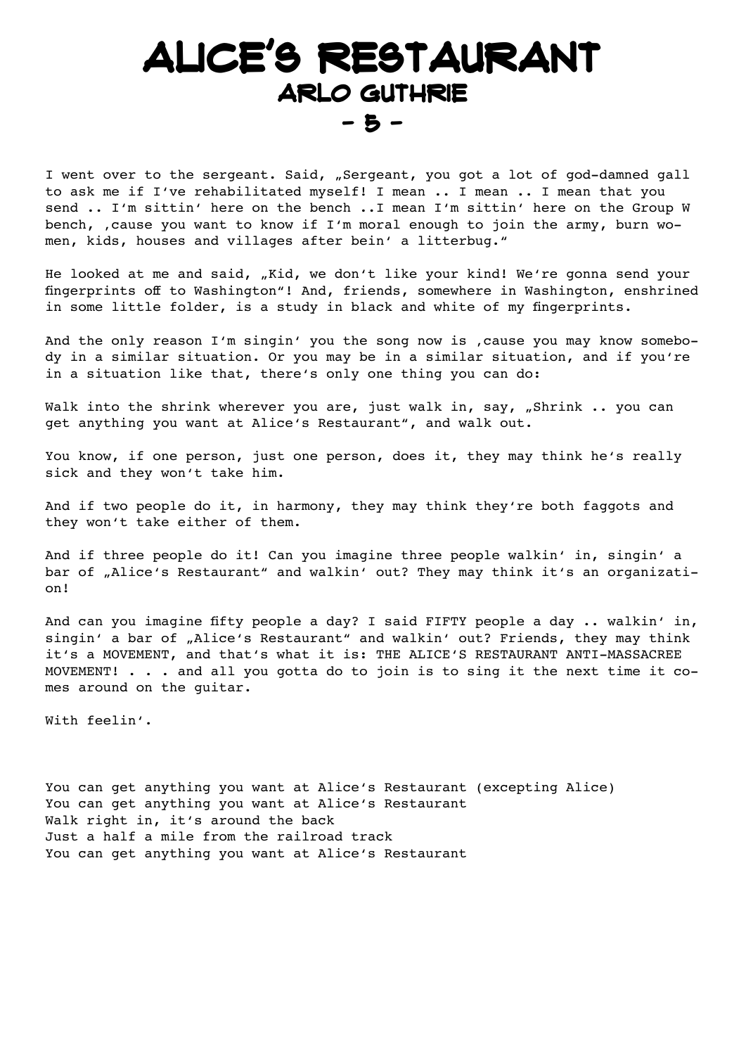# Alice's Restaurant

## Arlo Guthrie

### - 5 -

I went over to the sergeant. Said, „Sergeant, you got a lot of god-damned gall to ask me if I've rehabilitated myself! I mean .. I mean .. I mean that you send .. I'm sittin' here on the bench ..I mean I'm sittin' here on the Group W bench, ,cause you want to know if I'm moral enough to join the army, burn women, kids, houses and villages after bein' a litterbug."

He looked at me and said, „Kid, we don't like your kind! We're gonna send your fingerprints off to Washington"! And, friends, somewhere in Washington, enshrined in some little folder, is a study in black and white of my fingerprints.

And the only reason I'm singin' you the song now is ,cause you may know somebody in a similar situation. Or you may be in a similar situation, and if you're in a situation like that, there's only one thing you can do:

Walk into the shrink wherever you are, just walk in, say, „Shrink .. you can get anything you want at Alice's Restaurant", and walk out.

You know, if one person, just one person, does it, they may think he's really sick and they won't take him.

And if two people do it, in harmony, they may think they're both faggots and they won't take either of them.

And if three people do it! Can you imagine three people walkin' in, singin' a bar of „Alice's Restaurant" and walkin' out? They may think it's an organization!

And can you imagine fifty people a day? I said FIFTY people a day .. walkin' in, singin' a bar of „Alice's Restaurant" and walkin' out? Friends, they may think it's a MOVEMENT, and that's what it is: THE ALICE'S RESTAURANT ANTI-MASSACREE MOVEMENT! . . . and all you gotta do to join is to sing it the next time it comes around on the guitar.

With feelin'.

You can get anything you want at Alice's Restaurant (excepting Alice)
You can get anything you want at Alice's Restaurant
Walk right in, it's around the back
Just a half a mile from the railroad track
You can get anything you want at Alice's Restaurant